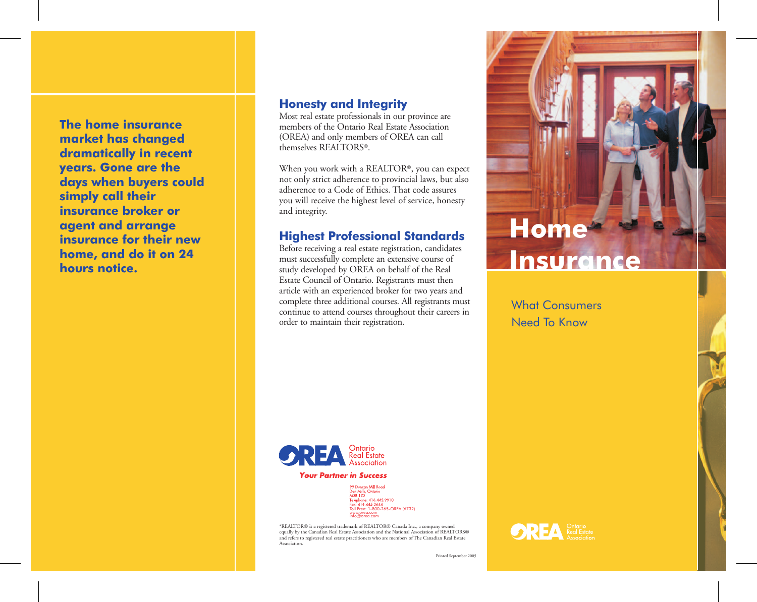**The home insurance market has changed dramatically in recent years. Gone are the days when buyers could simply call their insurance broker or agent and arrange insurance for their new home, and do it on 24 hours notice.**

## Honesty and Integrity

Most real estate professionals in our province are members of the Ontario Real Estate Association (OREA) and only members of OREA can call themselves REALTORS®.

When you work with a REALTOR®, you can expect not only strict adherence to provincial laws, but also adherence to a Code of Ethics. That code assures you will receive the highest level of service, honesty and integrity.

## Highest Professional Standards

Before receiving a real estate registration, candidates must successfully complete an extensive course of study developed by OREA on behalf of the Real Estate Council of Ontario. Registrants must then article with an experienced broker for two years and complete three additional courses. All registrants must continue to attend courses throughout their careers in order to maintain their registration.

OREA Ontario Real Estate Association

***Your Partner in Success***

99 Duncan Mill Road
Don Mills, Ontario
M3B 1Z2
Telephone: 416.445.9910
Fax: 416.445.2644
Toll Free: 1-800-265-OREA (6732)
www.orea.com
info@orea.com

*REALTOR® is a registered trademark of REALTOR® Canada Inc., a company owned equally by the Canadian Real Estate Association and the National Association of REALTORS® and refers to registered real estate practitioners who are members of The Canadian Real Estate Association.

Printed September 2005

# Home Insurance

What Consumers Need To Know

OREA Ontario Real Estate Association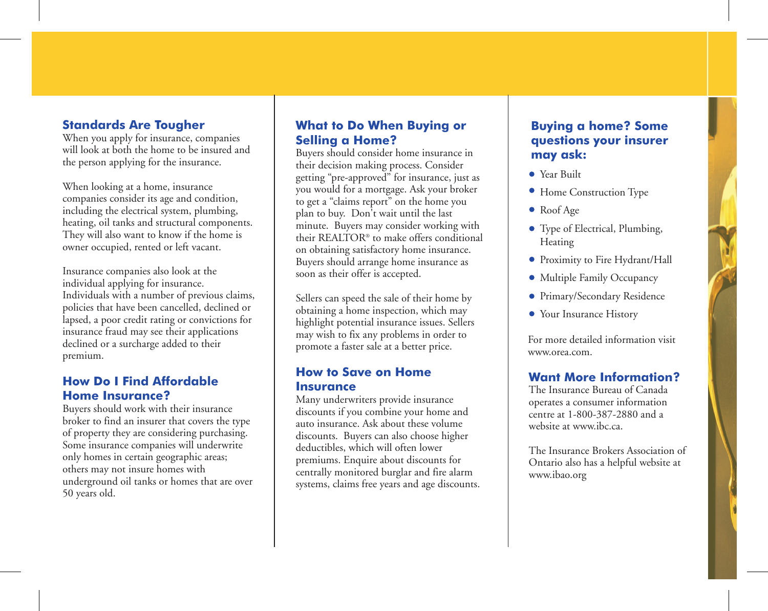## Standards Are Tougher

When you apply for insurance, companies will look at both the home to be insured and the person applying for the insurance.

When looking at a home, insurance companies consider its age and condition, including the electrical system, plumbing, heating, oil tanks and structural components. They will also want to know if the home is owner occupied, rented or left vacant.

Insurance companies also look at the individual applying for insurance. Individuals with a number of previous claims, policies that have been cancelled, declined or lapsed, a poor credit rating or convictions for insurance fraud may see their applications declined or a surcharge added to their premium.

## How Do I Find Affordable Home Insurance?

Buyers should work with their insurance broker to find an insurer that covers the type of property they are considering purchasing. Some insurance companies will underwrite only homes in certain geographic areas; others may not insure homes with underground oil tanks or homes that are over 50 years old.

## What to Do When Buying or Selling a Home?

Buyers should consider home insurance in their decision making process. Consider getting "pre-approved" for insurance, just as you would for a mortgage. Ask your broker to get a "claims report" on the home you plan to buy. Don't wait until the last minute. Buyers may consider working with their REALTOR® to make offers conditional on obtaining satisfactory home insurance. Buyers should arrange home insurance as soon as their offer is accepted.

Sellers can speed the sale of their home by obtaining a home inspection, which may highlight potential insurance issues. Sellers may wish to fix any problems in order to promote a faster sale at a better price.

## How to Save on Home Insurance

Many underwriters provide insurance discounts if you combine your home and auto insurance. Ask about these volume discounts. Buyers can also choose higher deductibles, which will often lower premiums. Enquire about discounts for centrally monitored burglar and fire alarm systems, claims free years and age discounts.

## Buying a home? Some questions your insurer may ask:

- Year Built
- Home Construction Type
- Roof Age
- Type of Electrical, Plumbing, Heating
- Proximity to Fire Hydrant/Hall
- Multiple Family Occupancy
- Primary/Secondary Residence
- Your Insurance History

For more detailed information visit www.orea.com.

## Want More Information?

The Insurance Bureau of Canada operates a consumer information centre at 1-800-387-2880 and a website at www.ibc.ca.

The Insurance Brokers Association of Ontario also has a helpful website at www.ibao.org